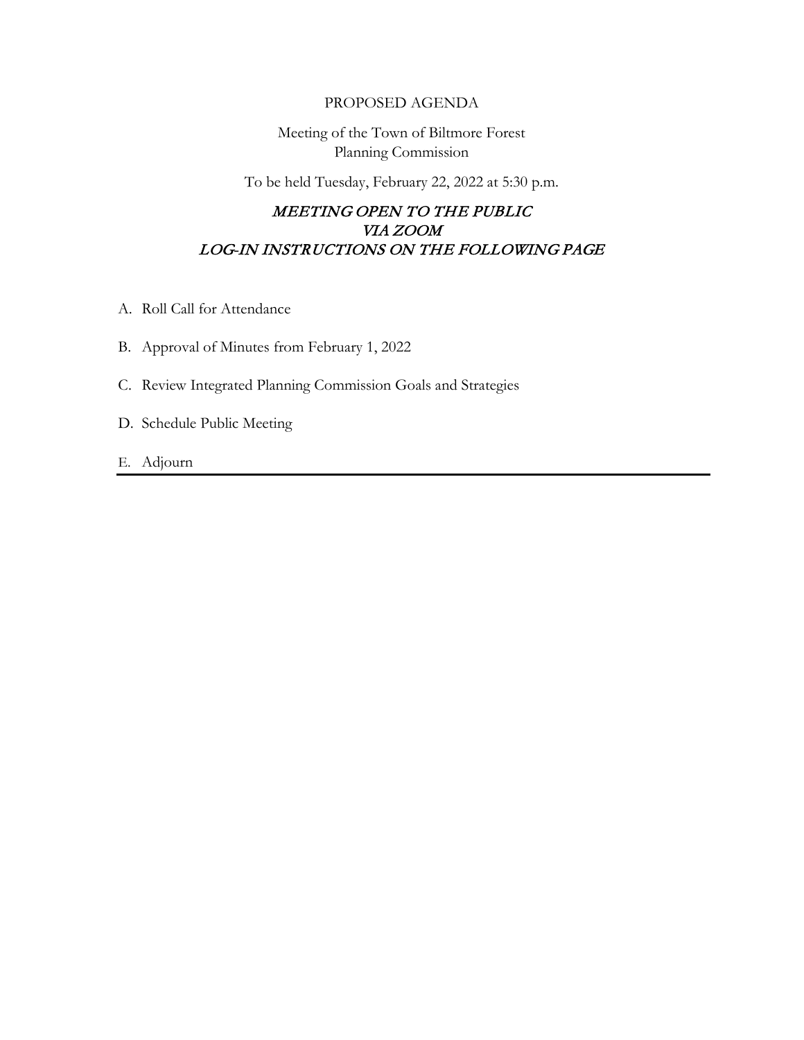# PROPOSED AGENDA

Meeting of the Town of Biltmore Forest
Planning Commission

To be held Tuesday, February 22, 2022 at 5:30 p.m.

***MEETING OPEN TO THE PUBLIC***
***VIA ZOOM***
***LOG-IN INSTRUCTIONS ON THE FOLLOWING PAGE***

A. Roll Call for Attendance

B. Approval of Minutes from February 1, 2022

C. Review Integrated Planning Commission Goals and Strategies

D. Schedule Public Meeting

E. Adjourn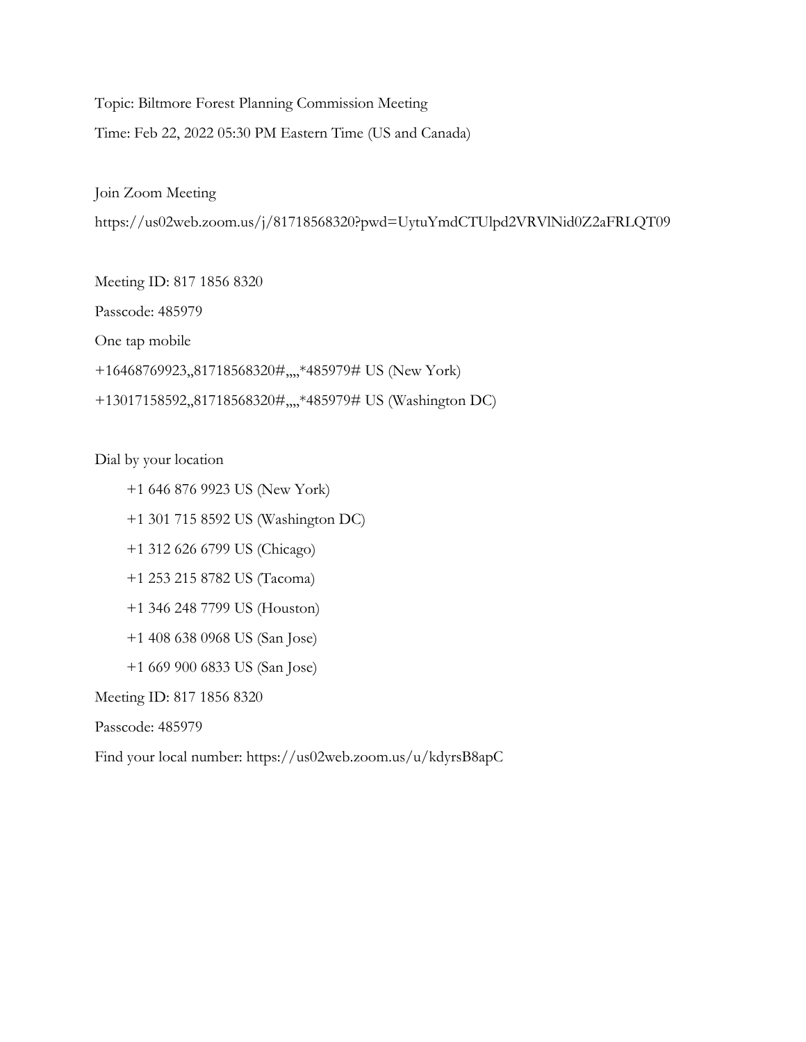Topic: Biltmore Forest Planning Commission Meeting

Time: Feb 22, 2022 05:30 PM Eastern Time (US and Canada)

Join Zoom Meeting

https://us02web.zoom.us/j/81718568320?pwd=UytuYmdCTUlpd2VRVlNid0Z2aFRLQT09

Meeting ID: 817 1856 8320

Passcode: 485979

One tap mobile

+16468769923,,81718568320#,,,,*485979# US (New York)

+13017158592,,81718568320#,,,,*485979# US (Washington DC)

Dial by your location

+1 646 876 9923 US (New York)

+1 301 715 8592 US (Washington DC)

+1 312 626 6799 US (Chicago)

+1 253 215 8782 US (Tacoma)

+1 346 248 7799 US (Houston)

+1 408 638 0968 US (San Jose)

+1 669 900 6833 US (San Jose)

Meeting ID: 817 1856 8320

Passcode: 485979

Find your local number: https://us02web.zoom.us/u/kdyrsB8apC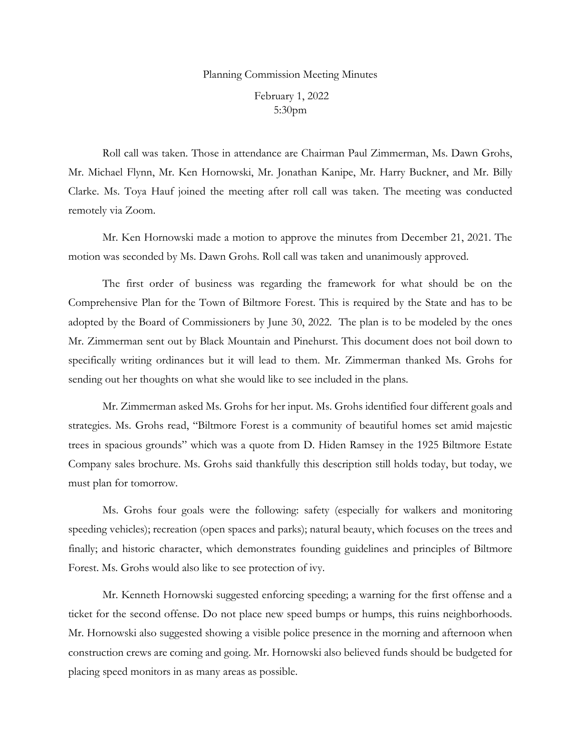Planning Commission Meeting Minutes

February 1, 2022
5:30pm

Roll call was taken. Those in attendance are Chairman Paul Zimmerman, Ms. Dawn Grohs, Mr. Michael Flynn, Mr. Ken Hornowski, Mr. Jonathan Kanipe, Mr. Harry Buckner, and Mr. Billy Clarke. Ms. Toya Hauf joined the meeting after roll call was taken. The meeting was conducted remotely via Zoom.

Mr. Ken Hornowski made a motion to approve the minutes from December 21, 2021. The motion was seconded by Ms. Dawn Grohs. Roll call was taken and unanimously approved.

The first order of business was regarding the framework for what should be on the Comprehensive Plan for the Town of Biltmore Forest. This is required by the State and has to be adopted by the Board of Commissioners by June 30, 2022. The plan is to be modeled by the ones Mr. Zimmerman sent out by Black Mountain and Pinehurst. This document does not boil down to specifically writing ordinances but it will lead to them. Mr. Zimmerman thanked Ms. Grohs for sending out her thoughts on what she would like to see included in the plans.

Mr. Zimmerman asked Ms. Grohs for her input. Ms. Grohs identified four different goals and strategies. Ms. Grohs read, "Biltmore Forest is a community of beautiful homes set amid majestic trees in spacious grounds" which was a quote from D. Hiden Ramsey in the 1925 Biltmore Estate Company sales brochure. Ms. Grohs said thankfully this description still holds today, but today, we must plan for tomorrow.

Ms. Grohs four goals were the following: safety (especially for walkers and monitoring speeding vehicles); recreation (open spaces and parks); natural beauty, which focuses on the trees and finally; and historic character, which demonstrates founding guidelines and principles of Biltmore Forest. Ms. Grohs would also like to see protection of ivy.

Mr. Kenneth Hornowski suggested enforcing speeding; a warning for the first offense and a ticket for the second offense. Do not place new speed bumps or humps, this ruins neighborhoods. Mr. Hornowski also suggested showing a visible police presence in the morning and afternoon when construction crews are coming and going. Mr. Hornowski also believed funds should be budgeted for placing speed monitors in as many areas as possible.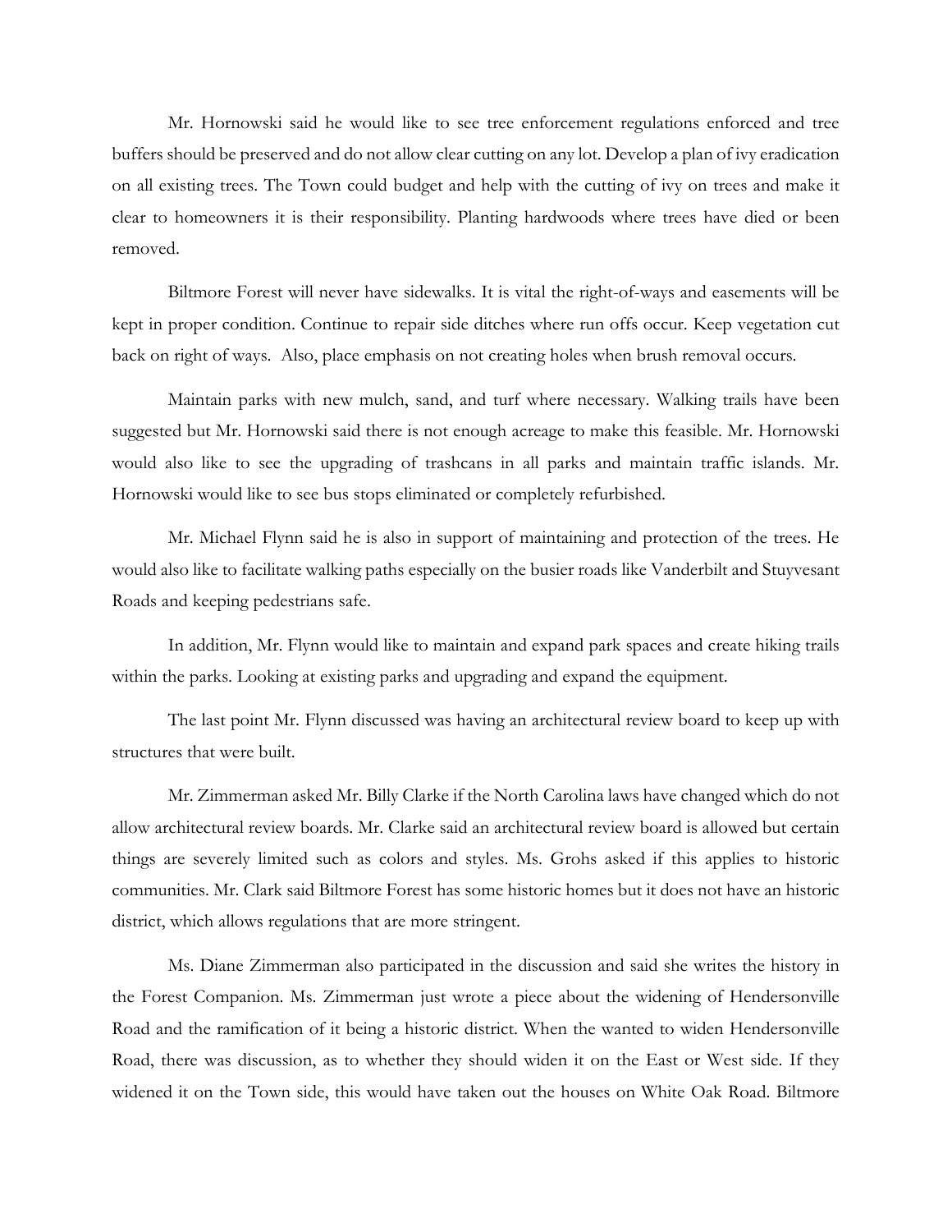Mr. Hornowski said he would like to see tree enforcement regulations enforced and tree buffers should be preserved and do not allow clear cutting on any lot. Develop a plan of ivy eradication on all existing trees. The Town could budget and help with the cutting of ivy on trees and make it clear to homeowners it is their responsibility. Planting hardwoods where trees have died or been removed.

Biltmore Forest will never have sidewalks. It is vital the right-of-ways and easements will be kept in proper condition. Continue to repair side ditches where run offs occur. Keep vegetation cut back on right of ways. Also, place emphasis on not creating holes when brush removal occurs.

Maintain parks with new mulch, sand, and turf where necessary. Walking trails have been suggested but Mr. Hornowski said there is not enough acreage to make this feasible. Mr. Hornowski would also like to see the upgrading of trashcans in all parks and maintain traffic islands. Mr. Hornowski would like to see bus stops eliminated or completely refurbished.

Mr. Michael Flynn said he is also in support of maintaining and protection of the trees. He would also like to facilitate walking paths especially on the busier roads like Vanderbilt and Stuyvesant Roads and keeping pedestrians safe.

In addition, Mr. Flynn would like to maintain and expand park spaces and create hiking trails within the parks. Looking at existing parks and upgrading and expand the equipment.

The last point Mr. Flynn discussed was having an architectural review board to keep up with structures that were built.

Mr. Zimmerman asked Mr. Billy Clarke if the North Carolina laws have changed which do not allow architectural review boards. Mr. Clarke said an architectural review board is allowed but certain things are severely limited such as colors and styles. Ms. Grohs asked if this applies to historic communities. Mr. Clark said Biltmore Forest has some historic homes but it does not have an historic district, which allows regulations that are more stringent.

Ms. Diane Zimmerman also participated in the discussion and said she writes the history in the Forest Companion. Ms. Zimmerman just wrote a piece about the widening of Hendersonville Road and the ramification of it being a historic district. When the wanted to widen Hendersonville Road, there was discussion, as to whether they should widen it on the East or West side. If they widened it on the Town side, this would have taken out the houses on White Oak Road. Biltmore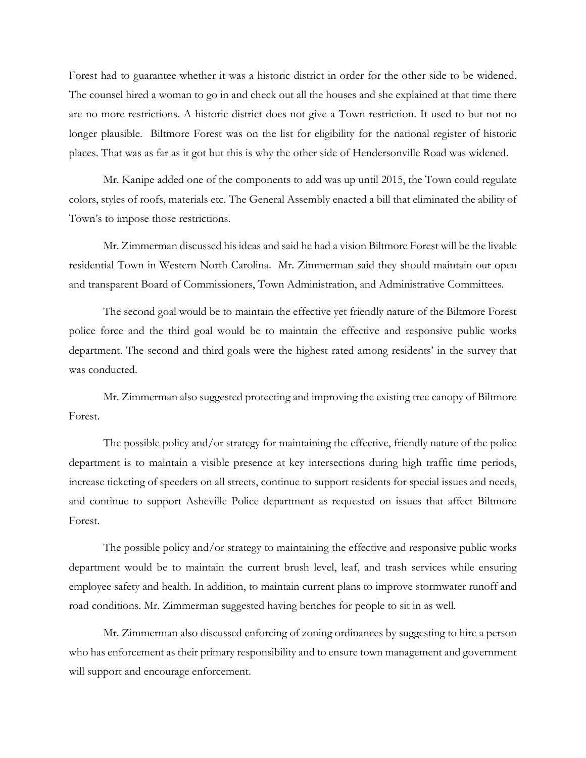Forest had to guarantee whether it was a historic district in order for the other side to be widened. The counsel hired a woman to go in and check out all the houses and she explained at that time there are no more restrictions. A historic district does not give a Town restriction. It used to but not no longer plausible. Biltmore Forest was on the list for eligibility for the national register of historic places. That was as far as it got but this is why the other side of Hendersonville Road was widened.

Mr. Kanipe added one of the components to add was up until 2015, the Town could regulate colors, styles of roofs, materials etc. The General Assembly enacted a bill that eliminated the ability of Town's to impose those restrictions.

Mr. Zimmerman discussed his ideas and said he had a vision Biltmore Forest will be the livable residential Town in Western North Carolina. Mr. Zimmerman said they should maintain our open and transparent Board of Commissioners, Town Administration, and Administrative Committees.

The second goal would be to maintain the effective yet friendly nature of the Biltmore Forest police force and the third goal would be to maintain the effective and responsive public works department. The second and third goals were the highest rated among residents' in the survey that was conducted.

Mr. Zimmerman also suggested protecting and improving the existing tree canopy of Biltmore Forest.

The possible policy and/or strategy for maintaining the effective, friendly nature of the police department is to maintain a visible presence at key intersections during high traffic time periods, increase ticketing of speeders on all streets, continue to support residents for special issues and needs, and continue to support Asheville Police department as requested on issues that affect Biltmore Forest.

The possible policy and/or strategy to maintaining the effective and responsive public works department would be to maintain the current brush level, leaf, and trash services while ensuring employee safety and health. In addition, to maintain current plans to improve stormwater runoff and road conditions. Mr. Zimmerman suggested having benches for people to sit in as well.

Mr. Zimmerman also discussed enforcing of zoning ordinances by suggesting to hire a person who has enforcement as their primary responsibility and to ensure town management and government will support and encourage enforcement.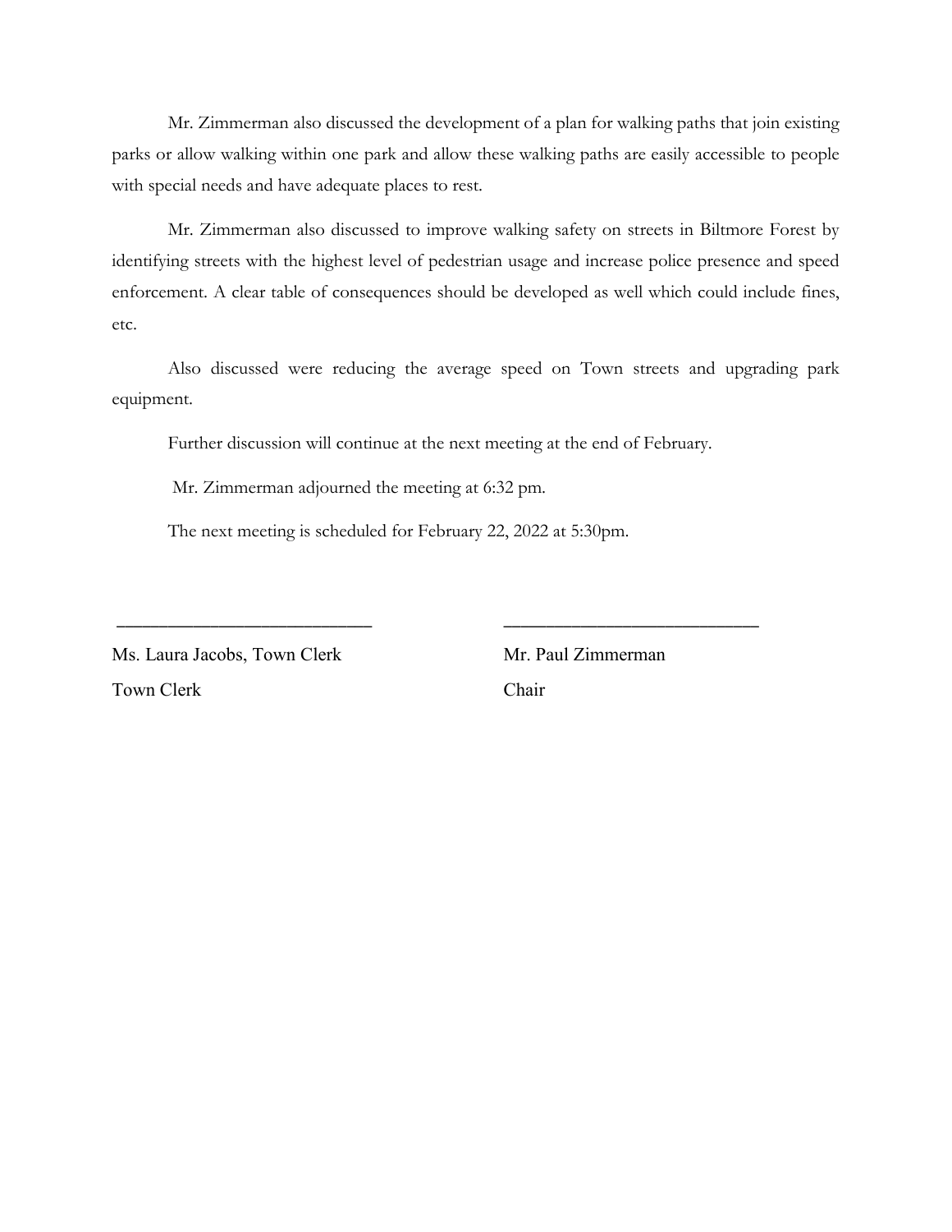Mr. Zimmerman also discussed the development of a plan for walking paths that join existing parks or allow walking within one park and allow these walking paths are easily accessible to people with special needs and have adequate places to rest.

Mr. Zimmerman also discussed to improve walking safety on streets in Biltmore Forest by identifying streets with the highest level of pedestrian usage and increase police presence and speed enforcement. A clear table of consequences should be developed as well which could include fines, etc.

Also discussed were reducing the average speed on Town streets and upgrading park equipment.

Further discussion will continue at the next meeting at the end of February.

Mr. Zimmerman adjourned the meeting at 6:32 pm.

The next meeting is scheduled for February 22, 2022 at 5:30pm.

\_\_\_\_\_\_\_\_\_\_\_\_\_\_\_\_\_\_\_\_\_\_\_\_\_\_\_\_

Ms. Laura Jacobs, Town Clerk
Town Clerk

\_\_\_\_\_\_\_\_\_\_\_\_\_\_\_\_\_\_\_\_\_\_\_\_\_\_\_\_

Mr. Paul Zimmerman
Chair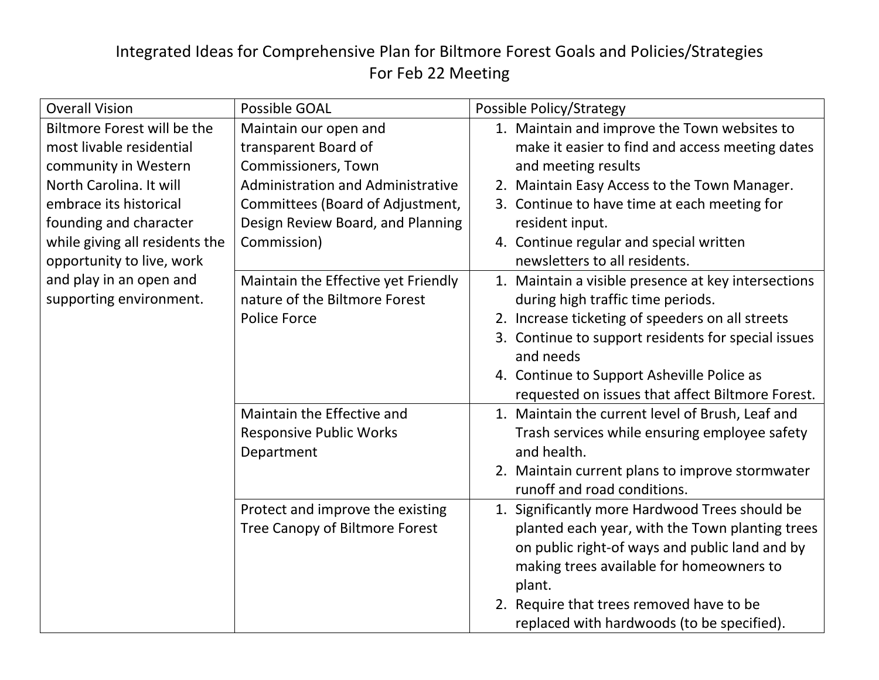# Integrated Ideas for Comprehensive Plan for Biltmore Forest Goals and Policies/Strategies

## For Feb 22 Meeting

| Overall Vision | Possible GOAL | Possible Policy/Strategy |
|---|---|---|
| Biltmore Forest will be the most livable residential community in Western North Carolina. It will embrace its historical founding and character while giving all residents the opportunity to live, work and play in an open and supporting environment. | Maintain our open and transparent Board of Commissioners, Town Administration and Administrative Committees (Board of Adjustment, Design Review Board, and Planning Commission) | 1. Maintain and improve the Town websites to make it easier to find and access meeting dates and meeting results<br>2. Maintain Easy Access to the Town Manager.<br>3. Continue to have time at each meeting for resident input.<br>4. Continue regular and special written newsletters to all residents. |
| | Maintain the Effective yet Friendly nature of the Biltmore Forest Police Force | 1. Maintain a visible presence at key intersections during high traffic time periods.<br>2. Increase ticketing of speeders on all streets<br>3. Continue to support residents for special issues and needs<br>4. Continue to Support Asheville Police as requested on issues that affect Biltmore Forest. |
| | Maintain the Effective and Responsive Public Works Department | 1. Maintain the current level of Brush, Leaf and Trash services while ensuring employee safety and health.<br>2. Maintain current plans to improve stormwater runoff and road conditions. |
| | Protect and improve the existing Tree Canopy of Biltmore Forest | 1. Significantly more Hardwood Trees should be planted each year, with the Town planting trees on public right-of ways and public land and by making trees available for homeowners to plant.<br>2. Require that trees removed have to be replaced with hardwoods (to be specified). |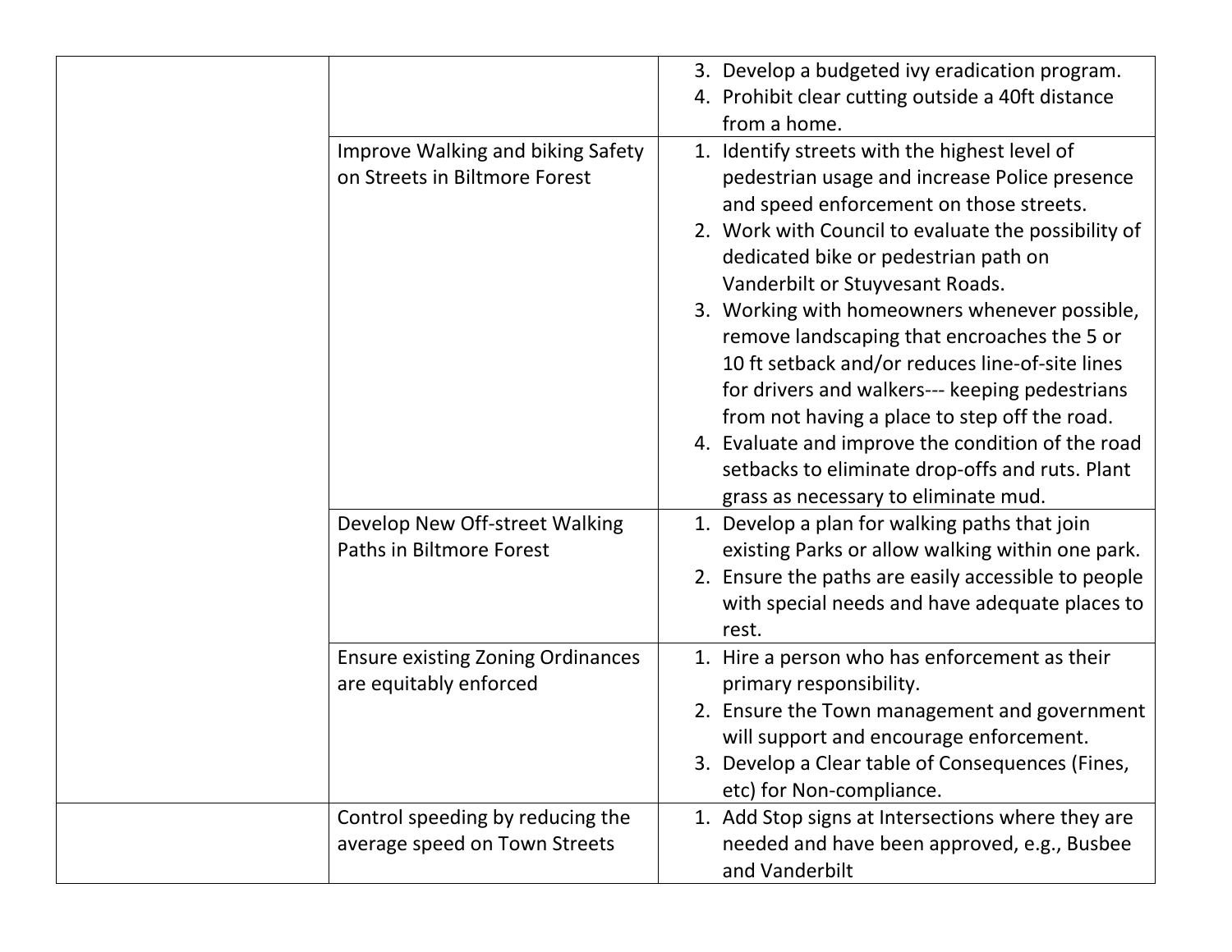| | | |
|---|---|---|
| | | 3. Develop a budgeted ivy eradication program.<br>4. Prohibit clear cutting outside a 40ft distance from a home. |
| | Improve Walking and biking Safety on Streets in Biltmore Forest | 1. Identify streets with the highest level of pedestrian usage and increase Police presence and speed enforcement on those streets.<br>2. Work with Council to evaluate the possibility of dedicated bike or pedestrian path on Vanderbilt or Stuyvesant Roads.<br>3. Working with homeowners whenever possible, remove landscaping that encroaches the 5 or 10 ft setback and/or reduces line-of-site lines for drivers and walkers--- keeping pedestrians from not having a place to step off the road.<br>4. Evaluate and improve the condition of the road setbacks to eliminate drop-offs and ruts. Plant grass as necessary to eliminate mud. |
| | Develop New Off-street Walking Paths in Biltmore Forest | 1. Develop a plan for walking paths that join existing Parks or allow walking within one park.<br>2. Ensure the paths are easily accessible to people with special needs and have adequate places to rest. |
| | Ensure existing Zoning Ordinances are equitably enforced | 1. Hire a person who has enforcement as their primary responsibility.<br>2. Ensure the Town management and government will support and encourage enforcement.<br>3. Develop a Clear table of Consequences (Fines, etc) for Non-compliance. |
| | Control speeding by reducing the average speed on Town Streets | 1. Add Stop signs at Intersections where they are needed and have been approved, e.g., Busbee and Vanderbilt |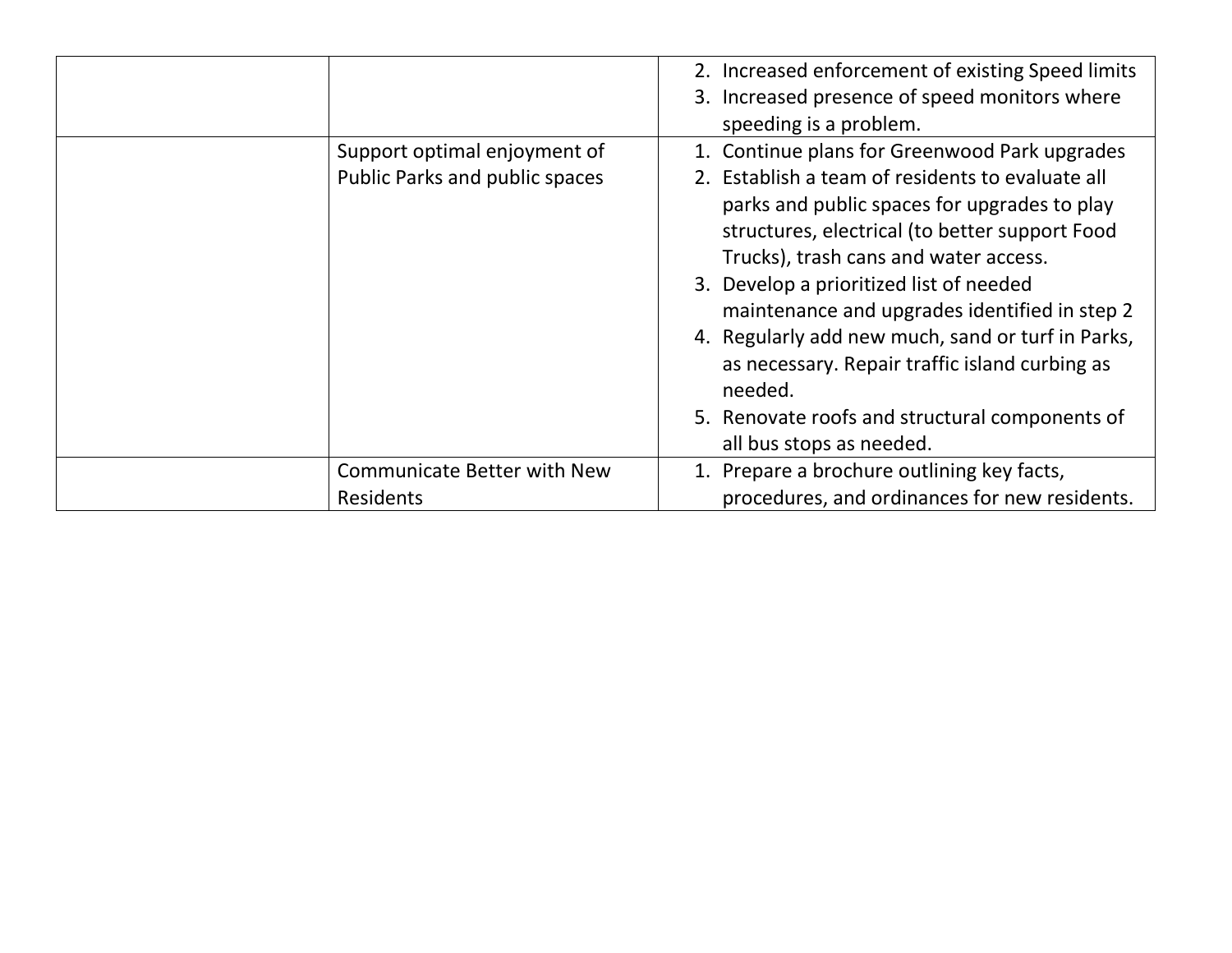| | | |
|---|---|---|
| | | 2. Increased enforcement of existing Speed limits<br>3. Increased presence of speed monitors where speeding is a problem. |
| | Support optimal enjoyment of Public Parks and public spaces | 1. Continue plans for Greenwood Park upgrades<br>2. Establish a team of residents to evaluate all parks and public spaces for upgrades to play structures, electrical (to better support Food Trucks), trash cans and water access.<br>3. Develop a prioritized list of needed maintenance and upgrades identified in step 2<br>4. Regularly add new much, sand or turf in Parks, as necessary. Repair traffic island curbing as needed.<br>5. Renovate roofs and structural components of all bus stops as needed. |
| | Communicate Better with New Residents | 1. Prepare a brochure outlining key facts, procedures, and ordinances for new residents. |